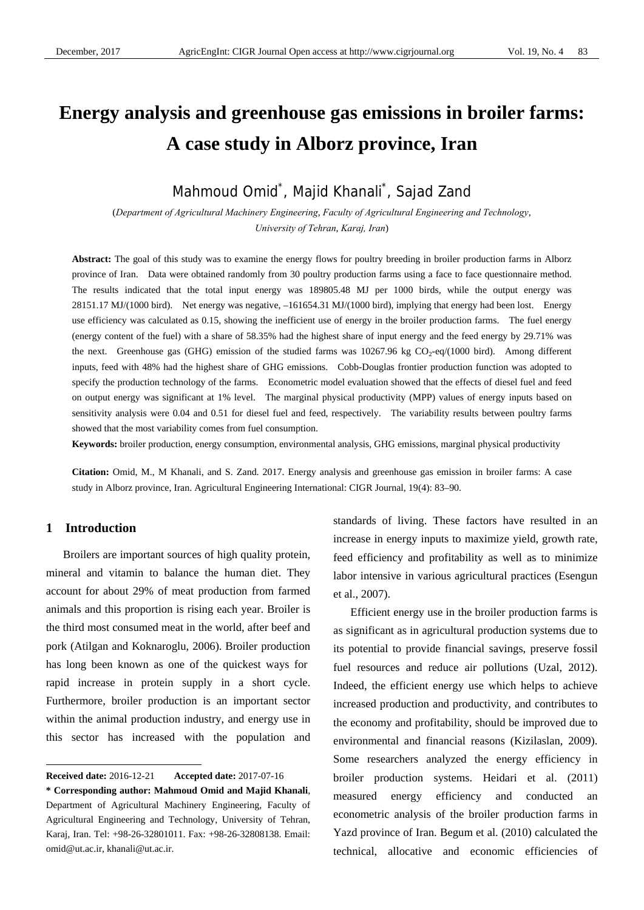# Energy analysis and greenhouse gas emissions in broiler farms: A case study in Alborz province, Iran

Mahmoud Omid*, Majid Khanali*, Sajad Zand

(*Department of Agricultural Machinery Engineering, Faculty of Agricultural Engineering and Technology, University of Tehran, Karaj, Iran*)

**Abstract:** The goal of this study was to examine the energy flows for poultry breeding in broiler production farms in Alborz province of Iran. Data were obtained randomly from 30 poultry production farms using a face to face questionnaire method. The results indicated that the total input energy was 189805.48 MJ per 1000 birds, while the output energy was 28151.17 MJ/(1000 bird). Net energy was negative, –161654.31 MJ/(1000 bird), implying that energy had been lost. Energy use efficiency was calculated as 0.15, showing the inefficient use of energy in the broiler production farms. The fuel energy (energy content of the fuel) with a share of 58.35% had the highest share of input energy and the feed energy by 29.71% was the next. Greenhouse gas (GHG) emission of the studied farms was 10267.96 kg $CO_2$-eq/(1000 bird). Among different inputs, feed with 48% had the highest share of GHG emissions. Cobb-Douglas frontier production function was adopted to specify the production technology of the farms. Econometric model evaluation showed that the effects of diesel fuel and feed on output energy was significant at 1% level. The marginal physical productivity (MPP) values of energy inputs based on sensitivity analysis were 0.04 and 0.51 for diesel fuel and feed, respectively. The variability results between poultry farms showed that the most variability comes from fuel consumption.

**Keywords:** broiler production, energy consumption, environmental analysis, GHG emissions, marginal physical productivity

**Citation:** Omid, M., M Khanali, and S. Zand. 2017. Energy analysis and greenhouse gas emission in broiler farms: A case study in Alborz province, Iran. Agricultural Engineering International: CIGR Journal, 19(4): 83–90.

## 1 Introduction

Broilers are important sources of high quality protein, mineral and vitamin to balance the human diet. They account for about 29% of meat production from farmed animals and this proportion is rising each year. Broiler is the third most consumed meat in the world, after beef and pork (Atilgan and Koknaroglu, 2006). Broiler production has long been known as one of the quickest ways for rapid increase in protein supply in a short cycle. Furthermore, broiler production is an important sector within the animal production industry, and energy use in this sector has increased with the population and standards of living. These factors have resulted in an increase in energy inputs to maximize yield, growth rate, feed efficiency and profitability as well as to minimize labor intensive in various agricultural practices (Esengun et al., 2007).

Efficient energy use in the broiler production farms is as significant as in agricultural production systems due to its potential to provide financial savings, preserve fossil fuel resources and reduce air pollutions (Uzal, 2012). Indeed, the efficient energy use which helps to achieve increased production and productivity, and contributes to the economy and profitability, should be improved due to environmental and financial reasons (Kizilaslan, 2009). Some researchers analyzed the energy efficiency in broiler production systems. Heidari et al. (2011) measured energy efficiency and conducted an econometric analysis of the broiler production farms in Yazd province of Iran. Begum et al. (2010) calculated the technical, allocative and economic efficiencies of

---

**Received date:** 2016-12-21 **Accepted date:** 2017-07-16

**\* Corresponding author: Mahmoud Omid and Majid Khanali**, Department of Agricultural Machinery Engineering, Faculty of Agricultural Engineering and Technology, University of Tehran, Karaj, Iran. Tel: +98-26-32801011. Fax: +98-26-32808138. Email: omid@ut.ac.ir, khanali@ut.ac.ir.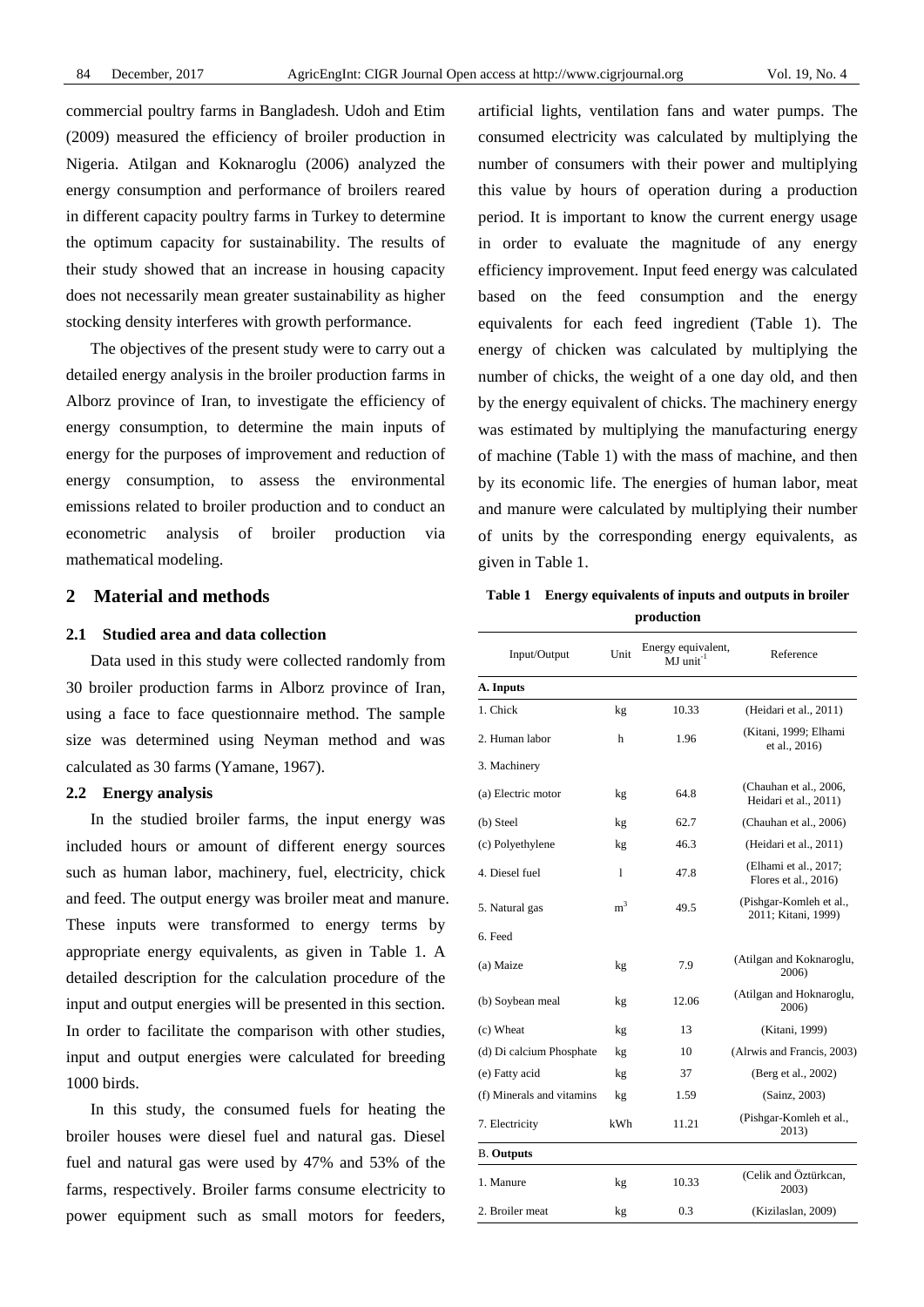commercial poultry farms in Bangladesh. Udoh and Etim (2009) measured the efficiency of broiler production in Nigeria. Atilgan and Koknaroglu (2006) analyzed the energy consumption and performance of broilers reared in different capacity poultry farms in Turkey to determine the optimum capacity for sustainability. The results of their study showed that an increase in housing capacity does not necessarily mean greater sustainability as higher stocking density interferes with growth performance.

The objectives of the present study were to carry out a detailed energy analysis in the broiler production farms in Alborz province of Iran, to investigate the efficiency of energy consumption, to determine the main inputs of energy for the purposes of improvement and reduction of energy consumption, to assess the environmental emissions related to broiler production and to conduct an econometric analysis of broiler production via mathematical modeling.

## 2 Material and methods

### 2.1 Studied area and data collection

Data used in this study were collected randomly from 30 broiler production farms in Alborz province of Iran, using a face to face questionnaire method. The sample size was determined using Neyman method and was calculated as 30 farms (Yamane, 1967).

### 2.2 Energy analysis

In the studied broiler farms, the input energy was included hours or amount of different energy sources such as human labor, machinery, fuel, electricity, chick and feed. The output energy was broiler meat and manure. These inputs were transformed to energy terms by appropriate energy equivalents, as given in Table 1. A detailed description for the calculation procedure of the input and output energies will be presented in this section. In order to facilitate the comparison with other studies, input and output energies were calculated for breeding 1000 birds.

In this study, the consumed fuels for heating the broiler houses were diesel fuel and natural gas. Diesel fuel and natural gas were used by 47% and 53% of the farms, respectively. Broiler farms consume electricity to power equipment such as small motors for feeders, artificial lights, ventilation fans and water pumps. The consumed electricity was calculated by multiplying the number of consumers with their power and multiplying this value by hours of operation during a production period. It is important to know the current energy usage in order to evaluate the magnitude of any energy efficiency improvement. Input feed energy was calculated based on the feed consumption and the energy equivalents for each feed ingredient (Table 1). The energy of chicken was calculated by multiplying the number of chicks, the weight of a one day old, and then by the energy equivalent of chicks. The machinery energy was estimated by multiplying the manufacturing energy of machine (Table 1) with the mass of machine, and then by its economic life. The energies of human labor, meat and manure were calculated by multiplying their number of units by the corresponding energy equivalents, as given in Table 1.

**Table 1 Energy equivalents of inputs and outputs in broiler production**

| Input/Output | Unit | Energy equivalent, MJ unit$^{-1}$ | Reference |
|---|---|---|---|
| **A. Inputs** | | | |
| 1. Chick | kg | 10.33 | (Heidari et al., 2011) |
| 2. Human labor | h | 1.96 | (Kitani, 1999; Elhami et al., 2016) |
| 3. Machinery | | | |
| (a) Electric motor | kg | 64.8 | (Chauhan et al., 2006, Heidari et al., 2011) |
| (b) Steel | kg | 62.7 | (Chauhan et al., 2006) |
| (c) Polyethylene | kg | 46.3 | (Heidari et al., 2011) |
| 4. Diesel fuel | l | 47.8 | (Elhami et al., 2017; Flores et al., 2016) |
| 5. Natural gas | m$^3$ | 49.5 | (Pishgar-Komleh et al., 2011; Kitani, 1999) |
| 6. Feed | | | |
| (a) Maize | kg | 7.9 | (Atilgan and Koknaroglu, 2006) |
| (b) Soybean meal | kg | 12.06 | (Atilgan and Hoknaroglu, 2006) |
| (c) Wheat | kg | 13 | (Kitani, 1999) |
| (d) Di calcium Phosphate | kg | 10 | (Alrwis and Francis, 2003) |
| (e) Fatty acid | kg | 37 | (Berg et al., 2002) |
| (f) Minerals and vitamins | kg | 1.59 | (Sainz, 2003) |
| 7. Electricity | kWh | 11.21 | (Pishgar-Komleh et al., 2013) |
| B. **Outputs** | | | |
| 1. Manure | kg | 10.33 | (Celik and Öztürkcan, 2003) |
| 2. Broiler meat | kg | 0.3 | (Kizilaslan, 2009) |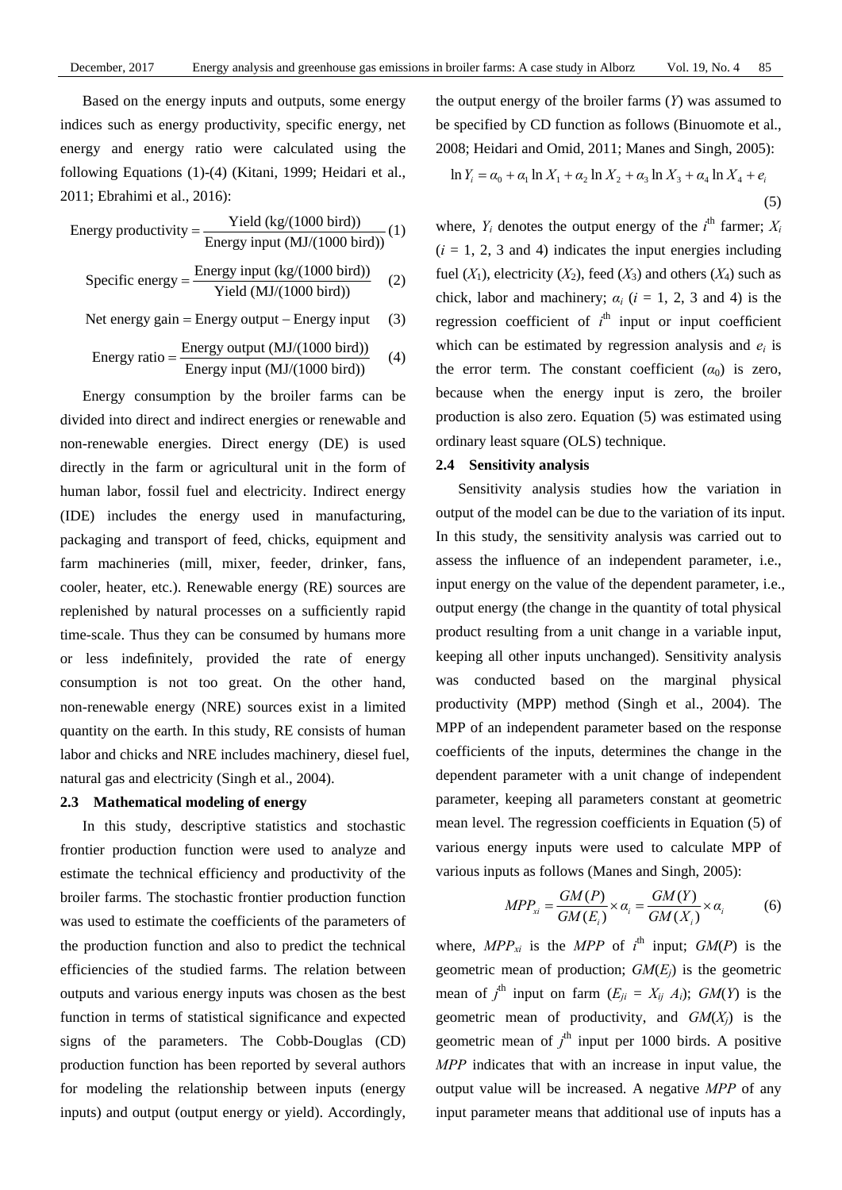Based on the energy inputs and outputs, some energy indices such as energy productivity, specific energy, net energy and energy ratio were calculated using the following Equations (1)-(4) (Kitani, 1999; Heidari et al., 2011; Ebrahimi et al., 2016):

$$\text{Energy productivity} = \frac{\text{Yield (kg/(1000 bird))}}{\text{Energy input (MJ/(1000 bird))}} \quad (1)$$

$$\text{Specific energy} = \frac{\text{Energy input (kg/(1000 bird))}}{\text{Yield (MJ/(1000 bird))}} \quad (2)$$

$$\text{Net energy gain} = \text{Energy output} - \text{Energy input} \quad (3)$$

$$\text{Energy ratio} = \frac{\text{Energy output (MJ/(1000 bird))}}{\text{Energy input (MJ/(1000 bird))}} \quad (4)$$

Energy consumption by the broiler farms can be divided into direct and indirect energies or renewable and non-renewable energies. Direct energy (DE) is used directly in the farm or agricultural unit in the form of human labor, fossil fuel and electricity. Indirect energy (IDE) includes the energy used in manufacturing, packaging and transport of feed, chicks, equipment and farm machineries (mill, mixer, feeder, drinker, fans, cooler, heater, etc.). Renewable energy (RE) sources are replenished by natural processes on a sufficiently rapid time-scale. Thus they can be consumed by humans more or less indefinitely, provided the rate of energy consumption is not too great. On the other hand, non-renewable energy (NRE) sources exist in a limited quantity on the earth. In this study, RE consists of human labor and chicks and NRE includes machinery, diesel fuel, natural gas and electricity (Singh et al., 2004).

### 2.3 Mathematical modeling of energy

In this study, descriptive statistics and stochastic frontier production function were used to analyze and estimate the technical efficiency and productivity of the broiler farms. The stochastic frontier production function was used to estimate the coefficients of the parameters of the production function and also to predict the technical efficiencies of the studied farms. The relation between outputs and various energy inputs was chosen as the best function in terms of statistical significance and expected signs of the parameters. The Cobb-Douglas (CD) production function has been reported by several authors for modeling the relationship between inputs (energy inputs) and output (output energy or yield). Accordingly, the output energy of the broiler farms ($Y$) was assumed to be specified by CD function as follows (Binuomote et al., 2008; Heidari and Omid, 2011; Manes and Singh, 2005):

$$\ln Y_i = \alpha_0 + \alpha_1 \ln X_1 + \alpha_2 \ln X_2 + \alpha_3 \ln X_3 + \alpha_4 \ln X_4 + e_i \quad (5)$$

where, $Y_i$ denotes the output energy of the $i^{\text{th}}$ farmer; $X_i$ ($i$ = 1, 2, 3 and 4) indicates the input energies including fuel ($X_1$), electricity ($X_2$), feed ($X_3$) and others ($X_4$) such as chick, labor and machinery; $\alpha_i$ ($i$ = 1, 2, 3 and 4) is the regression coefficient of $i^{\text{th}}$ input or input coefficient which can be estimated by regression analysis and $e_i$ is the error term. The constant coefficient ($\alpha_0$) is zero, because when the energy input is zero, the broiler production is also zero. Equation (5) was estimated using ordinary least square (OLS) technique.

### 2.4 Sensitivity analysis

Sensitivity analysis studies how the variation in output of the model can be due to the variation of its input. In this study, the sensitivity analysis was carried out to assess the influence of an independent parameter, i.e., input energy on the value of the dependent parameter, i.e., output energy (the change in the quantity of total physical product resulting from a unit change in a variable input, keeping all other inputs unchanged). Sensitivity analysis was conducted based on the marginal physical productivity (MPP) method (Singh et al., 2004). The MPP of an independent parameter based on the response coefficients of the inputs, determines the change in the dependent parameter with a unit change of independent parameter, keeping all parameters constant at geometric mean level. The regression coefficients in Equation (5) of various energy inputs were used to calculate MPP of various inputs as follows (Manes and Singh, 2005):

$$MPP_{xi} = \frac{GM(P)}{GM(E_i)} \times \alpha_i = \frac{GM(Y)}{GM(X_i)} \times \alpha_i \quad (6)$$

where, $MPP_{xi}$ is the $MPP$ of $i^{\text{th}}$ input; $GM(P)$ is the geometric mean of production; $GM(E_j)$ is the geometric mean of $j^{\text{th}}$ input on farm ($E_{ji} = X_{ij}\ A_i$); $GM(Y)$ is the geometric mean of productivity, and $GM(X_j)$ is the geometric mean of $j^{\text{th}}$ input per 1000 birds. A positive $MPP$ indicates that with an increase in input value, the output value will be increased. A negative $MPP$ of any input parameter means that additional use of inputs has a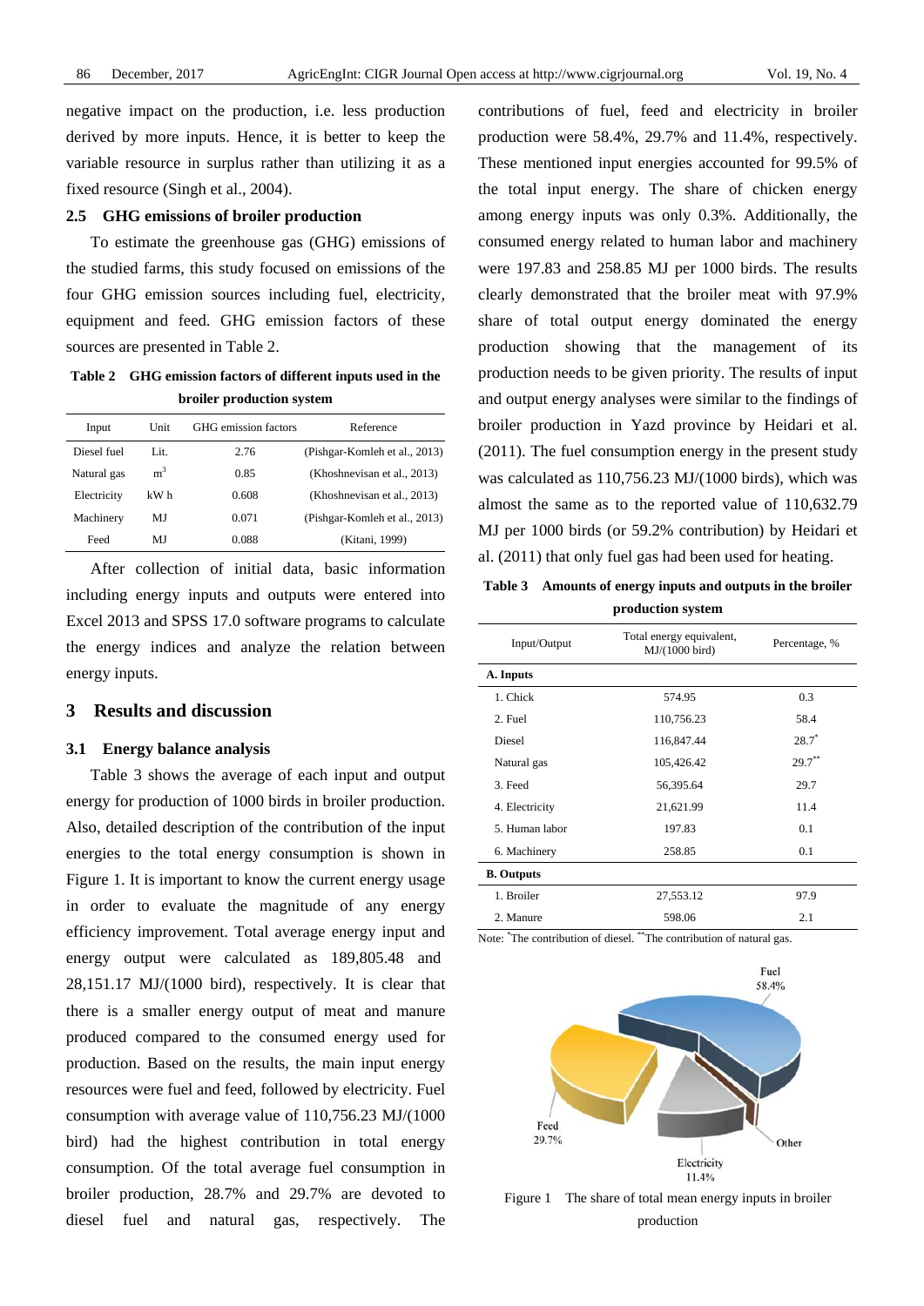negative impact on the production, i.e. less production derived by more inputs. Hence, it is better to keep the variable resource in surplus rather than utilizing it as a fixed resource (Singh et al., 2004).

### 2.5 GHG emissions of broiler production

To estimate the greenhouse gas (GHG) emissions of the studied farms, this study focused on emissions of the four GHG emission sources including fuel, electricity, equipment and feed. GHG emission factors of these sources are presented in Table 2.

**Table 2 GHG emission factors of different inputs used in the broiler production system**

| Input | Unit | GHG emission factors | Reference |
|---|---|---|---|
| Diesel fuel | Lit. | 2.76 | (Pishgar-Komleh et al., 2013) |
| Natural gas | $m^3$ | 0.85 | (Khoshnevisan et al., 2013) |
| Electricity | kW h | 0.608 | (Khoshnevisan et al., 2013) |
| Machinery | MJ | 0.071 | (Pishgar-Komleh et al., 2013) |
| Feed | MJ | 0.088 | (Kitani, 1999) |

After collection of initial data, basic information including energy inputs and outputs were entered into Excel 2013 and SPSS 17.0 software programs to calculate the energy indices and analyze the relation between energy inputs.

## 3 Results and discussion

### 3.1 Energy balance analysis

Table 3 shows the average of each input and output energy for production of 1000 birds in broiler production. Also, detailed description of the contribution of the input energies to the total energy consumption is shown in Figure 1. It is important to know the current energy usage in order to evaluate the magnitude of any energy efficiency improvement. Total average energy input and energy output were calculated as 189,805.48 and 28,151.17 MJ/(1000 bird), respectively. It is clear that there is a smaller energy output of meat and manure produced compared to the consumed energy used for production. Based on the results, the main input energy resources were fuel and feed, followed by electricity. Fuel consumption with average value of 110,756.23 MJ/(1000 bird) had the highest contribution in total energy consumption. Of the total average fuel consumption in broiler production, 28.7% and 29.7% are devoted to diesel fuel and natural gas, respectively. The contributions of fuel, feed and electricity in broiler production were 58.4%, 29.7% and 11.4%, respectively. These mentioned input energies accounted for 99.5% of the total input energy. The share of chicken energy among energy inputs was only 0.3%. Additionally, the consumed energy related to human labor and machinery were 197.83 and 258.85 MJ per 1000 birds. The results clearly demonstrated that the broiler meat with 97.9% share of total output energy dominated the energy production showing that the management of its production needs to be given priority. The results of input and output energy analyses were similar to the findings of broiler production in Yazd province by Heidari et al. (2011). The fuel consumption energy in the present study was calculated as 110,756.23 MJ/(1000 birds), which was almost the same as to the reported value of 110,632.79 MJ per 1000 birds (or 59.2% contribution) by Heidari et al. (2011) that only fuel gas had been used for heating.

**Table 3 Amounts of energy inputs and outputs in the broiler production system**

| Input/Output | Total energy equivalent, MJ/(1000 bird) | Percentage, % |
|---|---|---|
| **A. Inputs** | | |
| 1. Chick | 574.95 | 0.3 |
| 2. Fuel | 110,756.23 | 58.4 |
| Diesel | 116,847.44 | 28.7* |
| Natural gas | 105,426.42 | 29.7** |
| 3. Feed | 56,395.64 | 29.7 |
| 4. Electricity | 21,621.99 | 11.4 |
| 5. Human labor | 197.83 | 0.1 |
| 6. Machinery | 258.85 | 0.1 |
| **B. Outputs** | | |
| 1. Broiler | 27,553.12 | 97.9 |
| 2. Manure | 598.06 | 2.1 |

Note: *The contribution of diesel. **The contribution of natural gas.

Fuel 58.4%; Feed 29.7%; Electricity 11.4%; Other

Figure 1 The share of total mean energy inputs in broiler production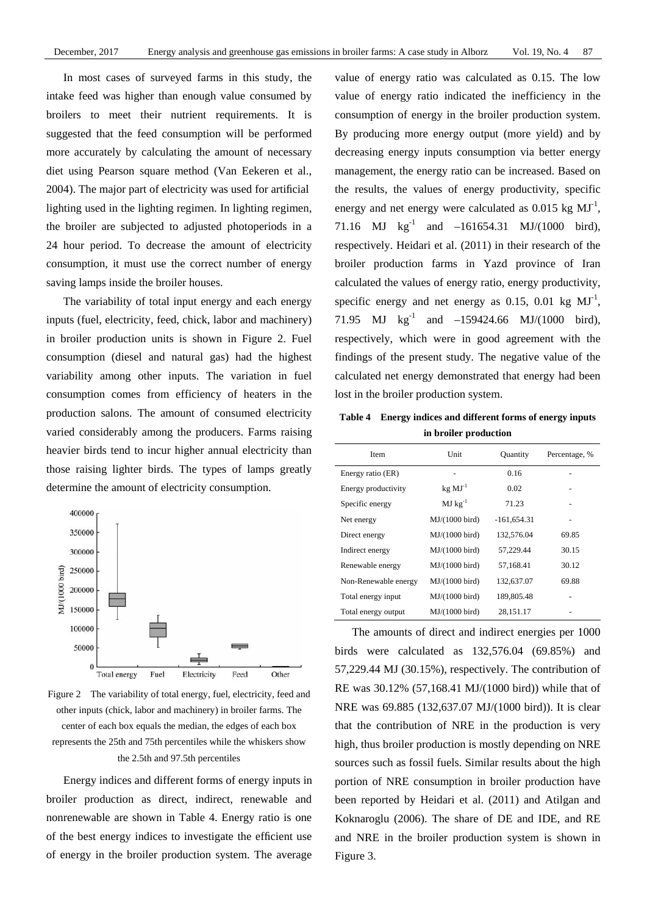In most cases of surveyed farms in this study, the intake feed was higher than enough value consumed by broilers to meet their nutrient requirements. It is suggested that the feed consumption will be performed more accurately by calculating the amount of necessary diet using Pearson square method (Van Eekeren et al., 2004). The major part of electricity was used for artificial lighting used in the lighting regimen. In lighting regimen, the broiler are subjected to adjusted photoperiods in a 24 hour period. To decrease the amount of electricity consumption, it must use the correct number of energy saving lamps inside the broiler houses.

The variability of total input energy and each energy inputs (fuel, electricity, feed, chick, labor and machinery) in broiler production units is shown in Figure 2. Fuel consumption (diesel and natural gas) had the highest variability among other inputs. The variation in fuel consumption comes from efficiency of heaters in the production salons. The amount of consumed electricity varied considerably among the producers. Farms raising heavier birds tend to incur higher annual electricity than those raising lighter birds. The types of lamps greatly determine the amount of electricity consumption.

Figure 2 The variability of total energy, fuel, electricity, feed and other inputs (chick, labor and machinery) in broiler farms. The center of each box equals the median, the edges of each box represents the 25th and 75th percentiles while the whiskers show the 2.5th and 97.5th percentiles

Energy indices and different forms of energy inputs in broiler production as direct, indirect, renewable and nonrenewable are shown in Table 4. Energy ratio is one of the best energy indices to investigate the efficient use of energy in the broiler production system. The average value of energy ratio was calculated as 0.15. The low value of energy ratio indicated the inefficiency in the consumption of energy in the broiler production system. By producing more energy output (more yield) and by decreasing energy inputs consumption via better energy management, the energy ratio can be increased. Based on the results, the values of energy productivity, specific energy and net energy were calculated as 0.015 kg $MJ^{-1}$, 71.16 MJ $kg^{-1}$ and –161654.31 MJ/(1000 bird), respectively. Heidari et al. (2011) in their research of the broiler production farms in Yazd province of Iran calculated the values of energy ratio, energy productivity, specific energy and net energy as 0.15, 0.01 kg $MJ^{-1}$, 71.95 MJ $kg^{-1}$ and –159424.66 MJ/(1000 bird), respectively, which were in good agreement with the findings of the present study. The negative value of the calculated net energy demonstrated that energy had been lost in the broiler production system.

**Table 4 Energy indices and different forms of energy inputs in broiler production**

| Item | Unit | Quantity | Percentage, % |
|---|---|---|---|
| Energy ratio (ER) | - | 0.16 | - |
| Energy productivity | kg $MJ^{-1}$ | 0.02 | - |
| Specific energy | MJ $kg^{-1}$ | 71.23 | - |
| Net energy | MJ/(1000 bird) | -161,654.31 | - |
| Direct energy | MJ/(1000 bird) | 132,576.04 | 69.85 |
| Indirect energy | MJ/(1000 bird) | 57,229.44 | 30.15 |
| Renewable energy | MJ/(1000 bird) | 57,168.41 | 30.12 |
| Non-Renewable energy | MJ/(1000 bird) | 132,637.07 | 69.88 |
| Total energy input | MJ/(1000 bird) | 189,805.48 | - |
| Total energy output | MJ/(1000 bird) | 28,151.17 | - |

The amounts of direct and indirect energies per 1000 birds were calculated as 132,576.04 (69.85%) and 57,229.44 MJ (30.15%), respectively. The contribution of RE was 30.12% (57,168.41 MJ/(1000 bird)) while that of NRE was 69.885 (132,637.07 MJ/(1000 bird)). It is clear that the contribution of NRE in the production is very high, thus broiler production is mostly depending on NRE sources such as fossil fuels. Similar results about the high portion of NRE consumption in broiler production have been reported by Heidari et al. (2011) and Atilgan and Koknaroglu (2006). The share of DE and IDE, and RE and NRE in the broiler production system is shown in Figure 3.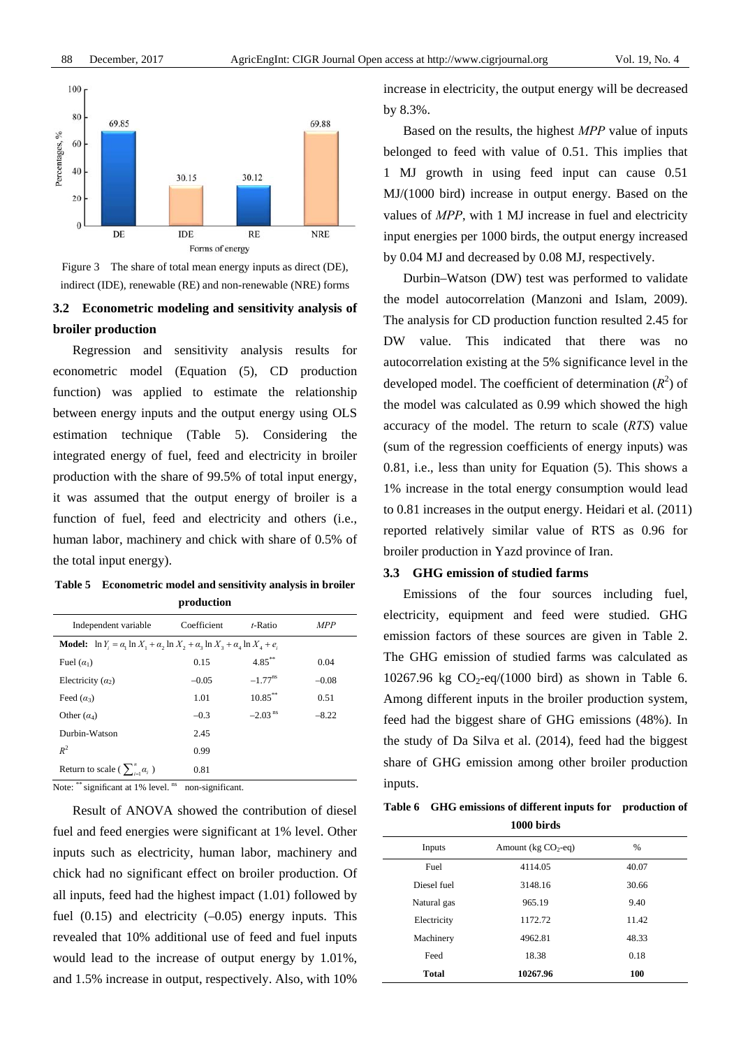Figure 3 The share of total mean energy inputs as direct (DE), indirect (IDE), renewable (RE) and non-renewable (NRE) forms

### 3.2 Econometric modeling and sensitivity analysis of broiler production

Regression and sensitivity analysis results for econometric model (Equation (5), CD production function) was applied to estimate the relationship between energy inputs and the output energy using OLS estimation technique (Table 5). Considering the integrated energy of fuel, feed and electricity in broiler production with the share of 99.5% of total input energy, it was assumed that the output energy of broiler is a function of fuel, feed and electricity and others (i.e., human labor, machinery and chick with share of 0.5% of the total input energy).

**Table 5 Econometric model and sensitivity analysis in broiler production**

| Independent variable | Coefficient | *t*-Ratio | *MPP* |
|---|---|---|---|
| **Model:** $\ln Y_i = \alpha_1 \ln X_1 + \alpha_2 \ln X_2 + \alpha_3 \ln X_3 + \alpha_4 \ln X_4 + e_i$ | | | |
| Fuel ($\alpha_1$) | 0.15 | $4.85^{**}$ | 0.04 |
| Electricity ($\alpha_2$) | –0.05 | $-1.77^{ns}$ | –0.08 |
| Feed ($\alpha_3$) | 1.01 | $10.85^{**}$ | 0.51 |
| Other ($\alpha_4$) | –0.3 | $-2.03^{ns}$ | –8.22 |
| Durbin-Watson | 2.45 | | |
| $R^2$ | 0.99 | | |
| Return to scale ($\sum_{i=1}^{n} \alpha_i$) | 0.81 | | |

Note: ** significant at 1% level. ns non-significant.

Result of ANOVA showed the contribution of diesel fuel and feed energies were significant at 1% level. Other inputs such as electricity, human labor, machinery and chick had no significant effect on broiler production. Of all inputs, feed had the highest impact (1.01) followed by fuel (0.15) and electricity (–0.05) energy inputs. This revealed that 10% additional use of feed and fuel inputs would lead to the increase of output energy by 1.01%, and 1.5% increase in output, respectively. Also, with 10% increase in electricity, the output energy will be decreased by 8.3%.

Based on the results, the highest *MPP* value of inputs belonged to feed with value of 0.51. This implies that 1 MJ growth in using feed input can cause 0.51 MJ/(1000 bird) increase in output energy. Based on the values of *MPP*, with 1 MJ increase in fuel and electricity input energies per 1000 birds, the output energy increased by 0.04 MJ and decreased by 0.08 MJ, respectively.

Durbin–Watson (DW) test was performed to validate the model autocorrelation (Manzoni and Islam, 2009). The analysis for CD production function resulted 2.45 for DW value. This indicated that there was no autocorrelation existing at the 5% significance level in the developed model. The coefficient of determination ($R^2$) of the model was calculated as 0.99 which showed the high accuracy of the model. The return to scale (*RTS*) value (sum of the regression coefficients of energy inputs) was 0.81, i.e., less than unity for Equation (5). This shows a 1% increase in the total energy consumption would lead to 0.81 increases in the output energy. Heidari et al. (2011) reported relatively similar value of RTS as 0.96 for broiler production in Yazd province of Iran.

### 3.3 GHG emission of studied farms

Emissions of the four sources including fuel, electricity, equipment and feed were studied. GHG emission factors of these sources are given in Table 2. The GHG emission of studied farms was calculated as 10267.96 kg $CO_2$-eq/(1000 bird) as shown in Table 6. Among different inputs in the broiler production system, feed had the biggest share of GHG emissions (48%). In the study of Da Silva et al. (2014), feed had the biggest share of GHG emission among other broiler production inputs.

**Table 6 GHG emissions of different inputs for production of 1000 birds**

| Inputs | Amount (kg $CO_2$-eq) | % |
|---|---|---|
| Fuel | 4114.05 | 40.07 |
| Diesel fuel | 3148.16 | 30.66 |
| Natural gas | 965.19 | 9.40 |
| Electricity | 1172.72 | 11.42 |
| Machinery | 4962.81 | 48.33 |
| Feed | 18.38 | 0.18 |
| **Total** | **10267.96** | **100** |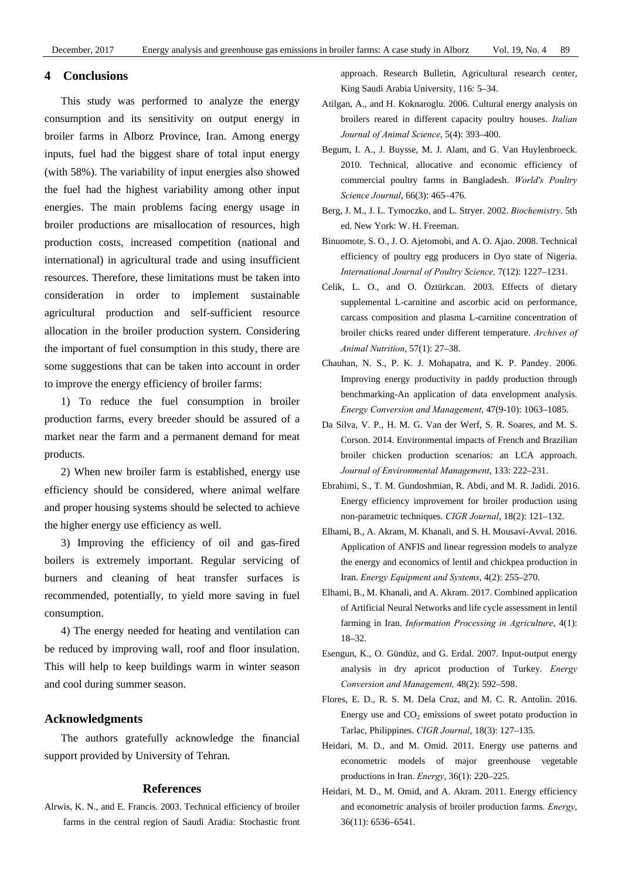## 4 Conclusions

This study was performed to analyze the energy consumption and its sensitivity on output energy in broiler farms in Alborz Province, Iran. Among energy inputs, fuel had the biggest share of total input energy (with 58%). The variability of input energies also showed the fuel had the highest variability among other input energies. The main problems facing energy usage in broiler productions are misallocation of resources, high production costs, increased competition (national and international) in agricultural trade and using insufficient resources. Therefore, these limitations must be taken into consideration in order to implement sustainable agricultural production and self-sufficient resource allocation in the broiler production system. Considering the important of fuel consumption in this study, there are some suggestions that can be taken into account in order to improve the energy efficiency of broiler farms:

1) To reduce the fuel consumption in broiler production farms, every breeder should be assured of a market near the farm and a permanent demand for meat products.

2) When new broiler farm is established, energy use efficiency should be considered, where animal welfare and proper housing systems should be selected to achieve the higher energy use efficiency as well.

3) Improving the efficiency of oil and gas-fired boilers is extremely important. Regular servicing of burners and cleaning of heat transfer surfaces is recommended, potentially, to yield more saving in fuel consumption.

4) The energy needed for heating and ventilation can be reduced by improving wall, roof and floor insulation. This will help to keep buildings warm in winter season and cool during summer season.

## Acknowledgments

The authors gratefully acknowledge the financial support provided by University of Tehran.

## References

Alrwis, K. N., and E. Francis. 2003. Technical efficiency of broiler farms in the central region of Saudi Aradia: Stochastic front approach. Research Bulletin, Agricultural research center, King Saudi Arabia University, 116: 5–34.

Atilgan, A., and H. Koknaroglu. 2006. Cultural energy analysis on broilers reared in different capacity poultry houses. *Italian Journal of Animal Science*, 5(4): 393–400.

Begum, I. A., J. Buysse, M. J. Alam, and G. Van Huylenbroeck. 2010. Technical, allocative and economic efficiency of commercial poultry farms in Bangladesh. *World's Poultry Science Journal*, 66(3): 465–476.

Berg, J. M., J. L. Tymoczko, and L. Stryer. 2002. *Biochemistry*. 5th ed. New York: W. H. Freeman.

Binuomote, S. O., J. O. Ajetomobi, and A. O. Ajao. 2008. Technical efficiency of poultry egg producers in Oyo state of Nigeria. *International Journal of Poultry Science,* 7(12): 1227–1231.

Celik, L. O., and O. Öztürkcan. 2003. Effects of dietary supplemental L-carnitine and ascorbic acid on performance, carcass composition and plasma L-carnitine concentration of broiler chicks reared under different temperature. *Archives of Animal Nutrition*, 57(1): 27–38.

Chauhan, N. S., P. K. J. Mohapatra, and K. P. Pandey. 2006. Improving energy productivity in paddy production through benchmarking-An application of data envelopment analysis. *Energy Conversion and Management*, 47(9-10): 1063–1085.

Da Silva, V. P., H. M. G. Van der Werf, S. R. Soares, and M. S. Corson. 2014. Environmental impacts of French and Brazilian broiler chicken production scenarios: an LCA approach. *Journal of Environmental Management*, 133: 222–231.

Ebrahimi, S., T. M. Gundoshmian, R. Abdi, and M. R. Jadidi. 2016. Energy efficiency improvement for broiler production using non-parametric techniques. *CIGR Journal*, 18(2): 121–132.

Elhami, B., A. Akram, M. Khanali, and S. H. Mousavi-Avval. 2016. Application of ANFIS and linear regression models to analyze the energy and economics of lentil and chickpea production in Iran. *Energy Equipment and Systems*, 4(2): 255–270.

Elhami, B., M. Khanali, and A. Akram. 2017. Combined application of Artificial Neural Networks and life cycle assessment in lentil farming in Iran. *Information Processing in Agriculture*, 4(1): 18–32.

Esengun, K., O. Gündüz, and G. Erdal. 2007. Input-output energy analysis in dry apricot production of Turkey. *Energy Conversion and Management,* 48(2): 592–598.

Flores, E. D., R. S. M. Dela Cruz, and M. C. R. Antolin. 2016. Energy use and $CO_2$ emissions of sweet potato production in Tarlac, Philippines. *CIGR Journal*, 18(3): 127–135.

Heidari, M. D., and M. Omid. 2011. Energy use patterns and econometric models of major greenhouse vegetable productions in Iran. *Energy*, 36(1): 220–225.

Heidari, M. D., M. Omid, and A. Akram. 2011. Energy efficiency and econometric analysis of broiler production farms. *Energy*, 36(11): 6536–6541.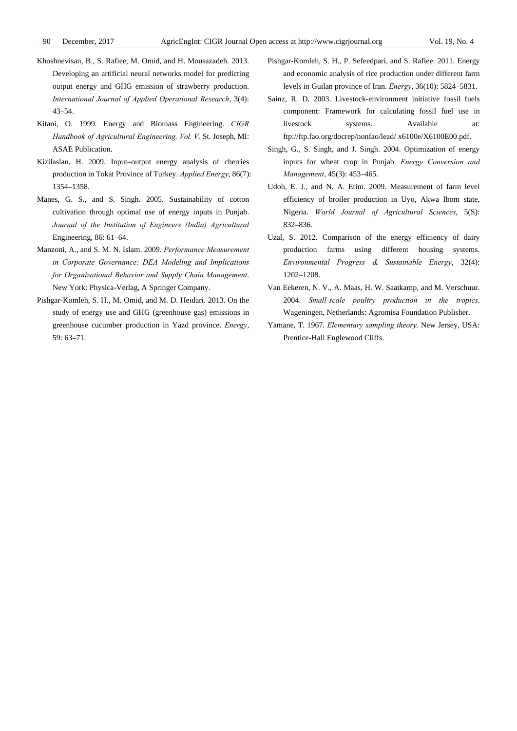Khoshnevisan, B., S. Rafiee, M. Omid, and H. Mousazadeh. 2013. Developing an artificial neural networks model for predicting output energy and GHG emission of strawberry production. *International Journal of Applied Operational Research*, 3(4): 43–54.

Kitani, O. 1999. Energy and Biomass Engineering. *CIGR Handbook of Agricultural Engineering, Vol. V.* St. Joseph, MI: ASAE Publication.

Kizilaslan, H. 2009. Input–output energy analysis of cherries production in Tokat Province of Turkey. *Applied Energy*, 86(7): 1354–1358.

Manes, G. S., and S. Singh. 2005. Sustainability of cotton cultivation through optimal use of energy inputs in Punjab. *Journal of the Institution of Engineers (India) Agricultural* Engineering, 86: 61–64.

Manzoni, A., and S. M. N. Islam. 2009. *Performance Measurement in Corporate Governance: DEA Modeling and Implications for Organizational Behavior and Supply Chain Management*. New York: Physica-Verlag, A Springer Company.

Pishgar-Komleh, S. H., M. Omid, and M. D. Heidari. 2013. On the study of energy use and GHG (greenhouse gas) emissions in greenhouse cucumber production in Yazd province. *Energy*, 59: 63–71.

Pishgar-Komleh, S. H., P. Sefeedpari, and S. Rafiee. 2011. Energy and economic analysis of rice production under different farm levels in Guilan province of Iran. *Energy*, 36(10): 5824–5831.

Sainz, R. D. 2003. Livestock-environment initiative fossil fuels component: Framework for calculating fossil fuel use in livestock systems. Available at: ftp://ftp.fao.org/docrep/nonfao/lead/ x6100e/X6100E00.pdf.

Singh, G., S. Singh, and J. Singh. 2004. Optimization of energy inputs for wheat crop in Punjab. *Energy Conversion and Management*, 45(3): 453–465.

Udoh, E. J., and N. A. Etim. 2009. Measurement of farm level efficiency of broiler production in Uyo, Akwa Ibom state, Nigeria. *World Journal of Agricultural Sciences*, 5(S): 832–836.

Uzal, S. 2012. Comparison of the energy efficiency of dairy production farms using different housing systems. *Environmental Progress & Sustainable Energy*, 32(4): 1202–1208.

Van Eekeren, N. V., A. Maas, H. W. Saatkamp, and M. Verschuur. 2004. *Small-scale poultry production in the tropics*. Wageningen, Netherlands: Agromisa Foundation Publisher.

Yamane, T. 1967. *Elementary sampling theory.* New Jersey, USA: Prentice-Hall Englewood Cliffs.